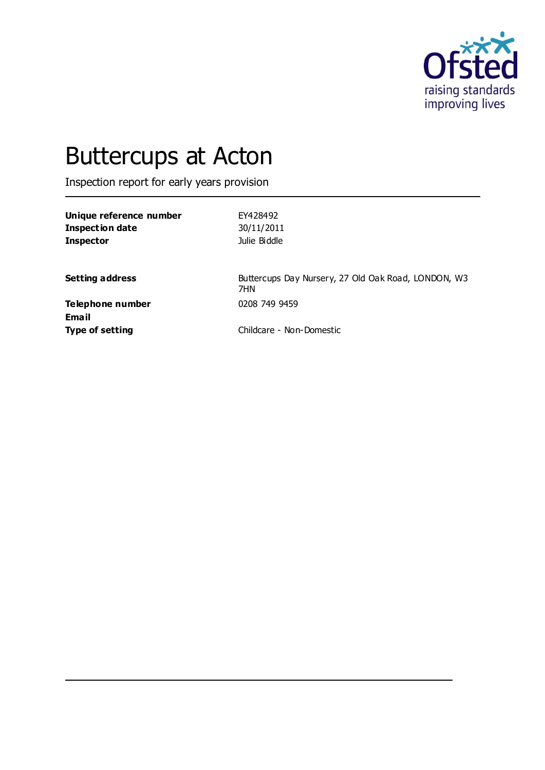# Buttercups at Acton

Inspection report for early years provision

| | |
|---|---|
| **Unique reference number** | EY428492 |
| **Inspection date** | 30/11/2011 |
| **Inspector** | Julie Biddle |
| | |
| **Setting address** | Buttercups Day Nursery, 27 Old Oak Road, LONDON, W3 7HN |
| **Telephone number** | 0208 749 9459 |
| **Email** | |
| **Type of setting** | Childcare - Non-Domestic |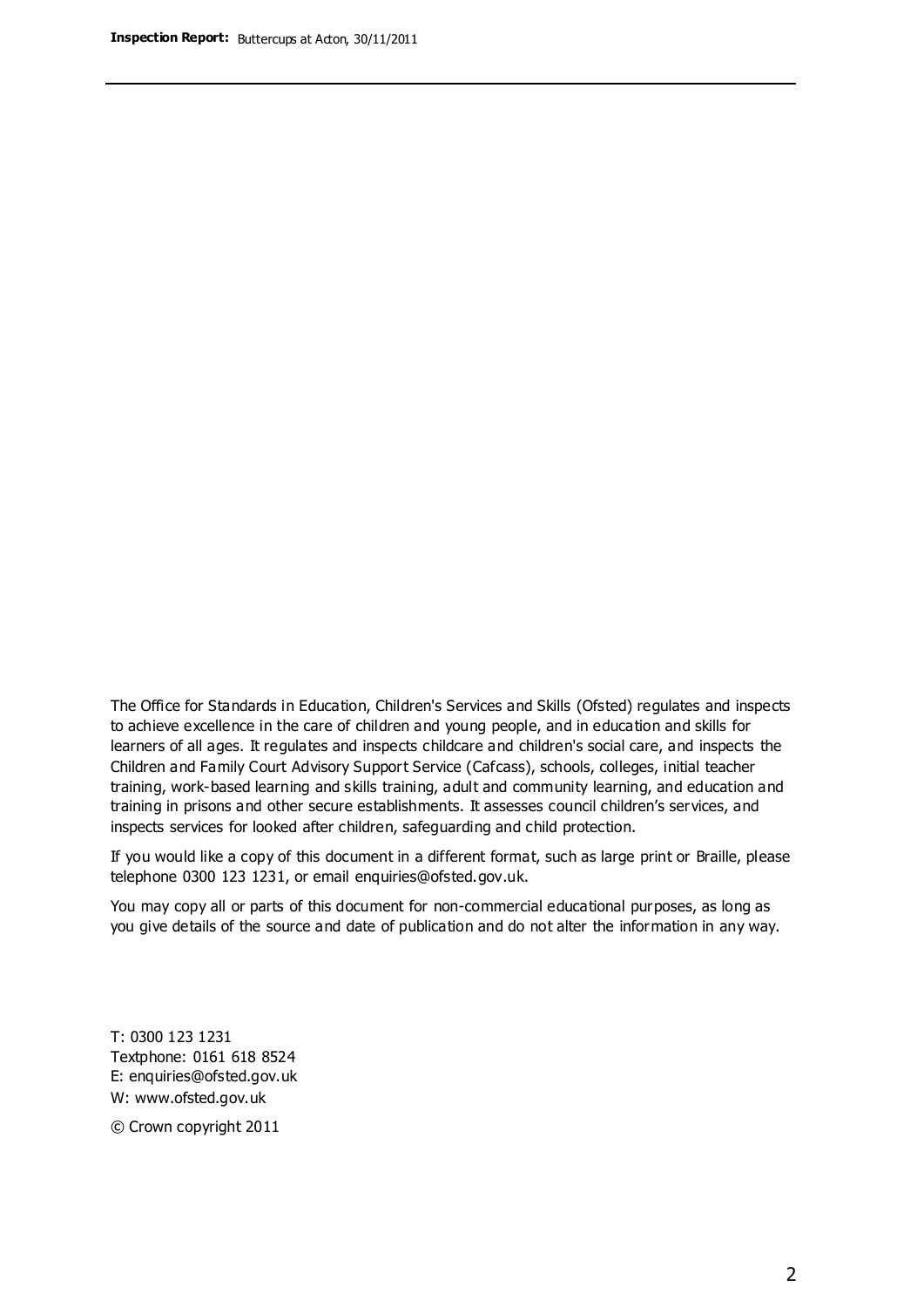The Office for Standards in Education, Children's Services and Skills (Ofsted) regulates and inspects to achieve excellence in the care of children and young people, and in education and skills for learners of all ages. It regulates and inspects childcare and children's social care, and inspects the Children and Family Court Advisory Support Service (Cafcass), schools, colleges, initial teacher training, work-based learning and skills training, adult and community learning, and education and training in prisons and other secure establishments. It assesses council children's services, and inspects services for looked after children, safeguarding and child protection.

If you would like a copy of this document in a different format, such as large print or Braille, please telephone 0300 123 1231, or email enquiries@ofsted.gov.uk.

You may copy all or parts of this document for non-commercial educational purposes, as long as you give details of the source and date of publication and do not alter the information in any way.

T: 0300 123 1231
Textphone: 0161 618 8524
E: enquiries@ofsted.gov.uk
W: www.ofsted.gov.uk

© Crown copyright 2011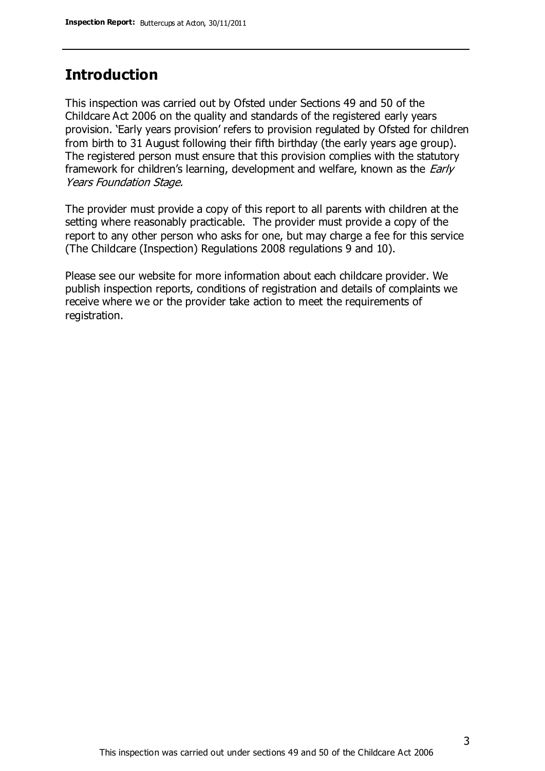## Introduction

This inspection was carried out by Ofsted under Sections 49 and 50 of the Childcare Act 2006 on the quality and standards of the registered early years provision. 'Early years provision' refers to provision regulated by Ofsted for children from birth to 31 August following their fifth birthday (the early years age group). The registered person must ensure that this provision complies with the statutory framework for children's learning, development and welfare, known as the *Early Years Foundation Stage.*

The provider must provide a copy of this report to all parents with children at the setting where reasonably practicable. The provider must provide a copy of the report to any other person who asks for one, but may charge a fee for this service (The Childcare (Inspection) Regulations 2008 regulations 9 and 10).

Please see our website for more information about each childcare provider. We publish inspection reports, conditions of registration and details of complaints we receive where we or the provider take action to meet the requirements of registration.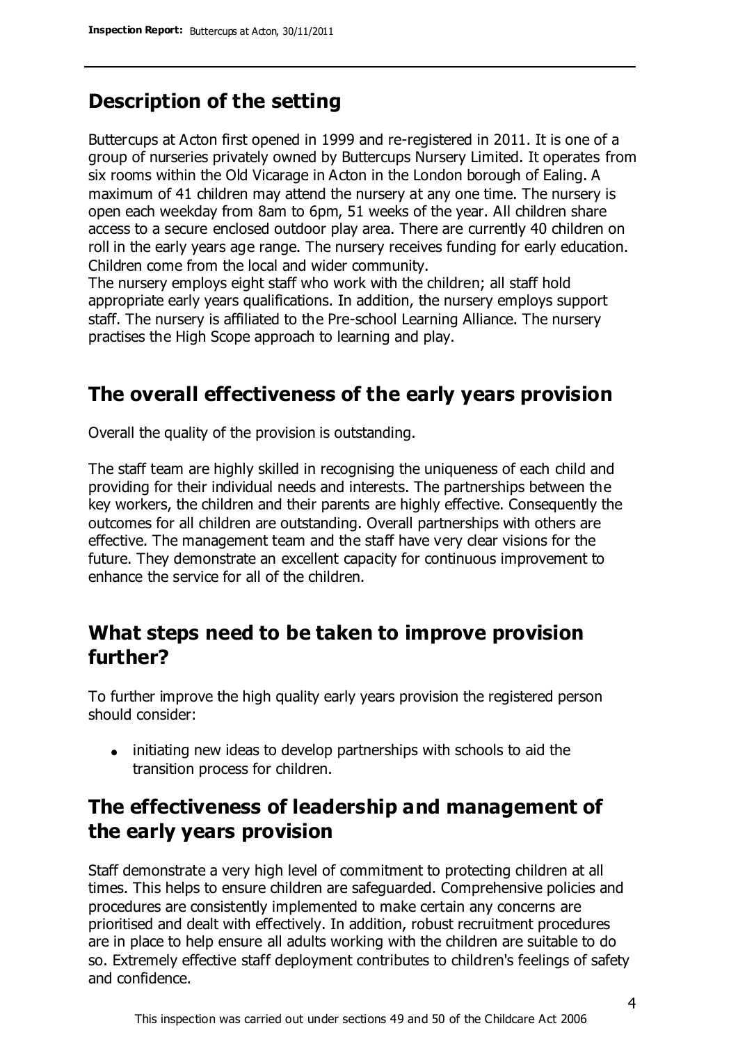## Description of the setting

Buttercups at Acton first opened in 1999 and re-registered in 2011. It is one of a group of nurseries privately owned by Buttercups Nursery Limited. It operates from six rooms within the Old Vicarage in Acton in the London borough of Ealing. A maximum of 41 children may attend the nursery at any one time. The nursery is open each weekday from 8am to 6pm, 51 weeks of the year. All children share access to a secure enclosed outdoor play area. There are currently 40 children on roll in the early years age range. The nursery receives funding for early education. Children come from the local and wider community.

The nursery employs eight staff who work with the children; all staff hold appropriate early years qualifications. In addition, the nursery employs support staff. The nursery is affiliated to the Pre-school Learning Alliance. The nursery practises the High Scope approach to learning and play.

## The overall effectiveness of the early years provision

Overall the quality of the provision is outstanding.

The staff team are highly skilled in recognising the uniqueness of each child and providing for their individual needs and interests. The partnerships between the key workers, the children and their parents are highly effective. Consequently the outcomes for all children are outstanding. Overall partnerships with others are effective. The management team and the staff have very clear visions for the future. They demonstrate an excellent capacity for continuous improvement to enhance the service for all of the children.

## What steps need to be taken to improve provision further?

To further improve the high quality early years provision the registered person should consider:

- initiating new ideas to develop partnerships with schools to aid the transition process for children.

## The effectiveness of leadership and management of the early years provision

Staff demonstrate a very high level of commitment to protecting children at all times. This helps to ensure children are safeguarded. Comprehensive policies and procedures are consistently implemented to make certain any concerns are prioritised and dealt with effectively. In addition, robust recruitment procedures are in place to help ensure all adults working with the children are suitable to do so. Extremely effective staff deployment contributes to children's feelings of safety and confidence.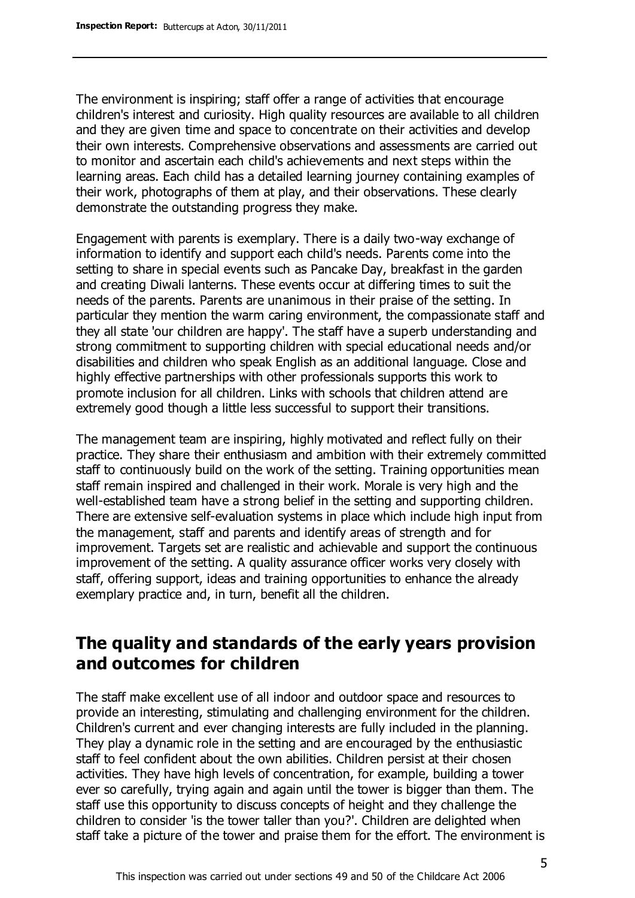The environment is inspiring; staff offer a range of activities that encourage children's interest and curiosity. High quality resources are available to all children and they are given time and space to concentrate on their activities and develop their own interests. Comprehensive observations and assessments are carried out to monitor and ascertain each child's achievements and next steps within the learning areas. Each child has a detailed learning journey containing examples of their work, photographs of them at play, and their observations. These clearly demonstrate the outstanding progress they make.

Engagement with parents is exemplary. There is a daily two-way exchange of information to identify and support each child's needs. Parents come into the setting to share in special events such as Pancake Day, breakfast in the garden and creating Diwali lanterns. These events occur at differing times to suit the needs of the parents. Parents are unanimous in their praise of the setting. In particular they mention the warm caring environment, the compassionate staff and they all state 'our children are happy'. The staff have a superb understanding and strong commitment to supporting children with special educational needs and/or disabilities and children who speak English as an additional language. Close and highly effective partnerships with other professionals supports this work to promote inclusion for all children. Links with schools that children attend are extremely good though a little less successful to support their transitions.

The management team are inspiring, highly motivated and reflect fully on their practice. They share their enthusiasm and ambition with their extremely committed staff to continuously build on the work of the setting. Training opportunities mean staff remain inspired and challenged in their work. Morale is very high and the well-established team have a strong belief in the setting and supporting children. There are extensive self-evaluation systems in place which include high input from the management, staff and parents and identify areas of strength and for improvement. Targets set are realistic and achievable and support the continuous improvement of the setting. A quality assurance officer works very closely with staff, offering support, ideas and training opportunities to enhance the already exemplary practice and, in turn, benefit all the children.

## The quality and standards of the early years provision and outcomes for children

The staff make excellent use of all indoor and outdoor space and resources to provide an interesting, stimulating and challenging environment for the children. Children's current and ever changing interests are fully included in the planning. They play a dynamic role in the setting and are encouraged by the enthusiastic staff to feel confident about the own abilities. Children persist at their chosen activities. They have high levels of concentration, for example, building a tower ever so carefully, trying again and again until the tower is bigger than them. The staff use this opportunity to discuss concepts of height and they challenge the children to consider 'is the tower taller than you?'. Children are delighted when staff take a picture of the tower and praise them for the effort. The environment is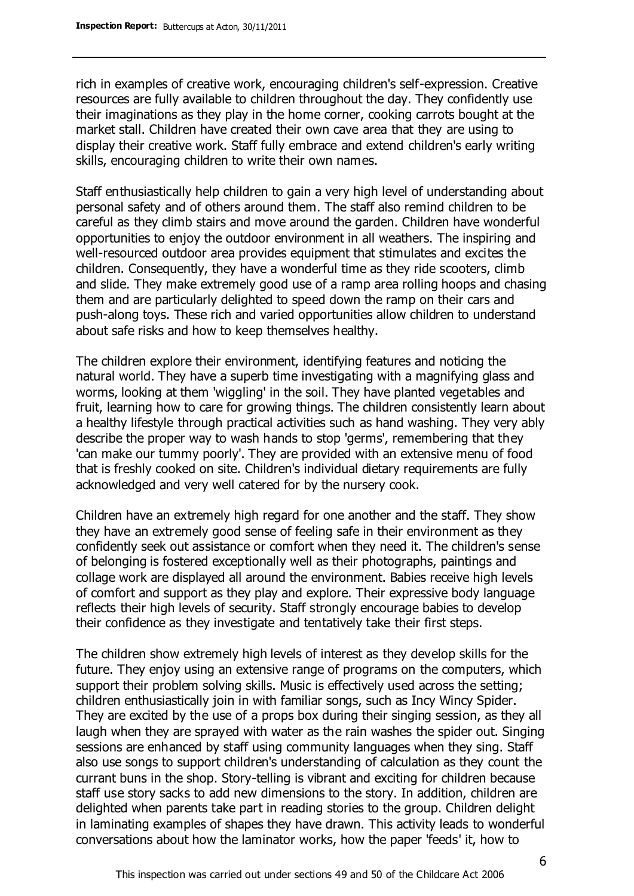rich in examples of creative work, encouraging children's self-expression. Creative resources are fully available to children throughout the day. They confidently use their imaginations as they play in the home corner, cooking carrots bought at the market stall. Children have created their own cave area that they are using to display their creative work. Staff fully embrace and extend children's early writing skills, encouraging children to write their own names.

Staff enthusiastically help children to gain a very high level of understanding about personal safety and of others around them. The staff also remind children to be careful as they climb stairs and move around the garden. Children have wonderful opportunities to enjoy the outdoor environment in all weathers. The inspiring and well-resourced outdoor area provides equipment that stimulates and excites the children. Consequently, they have a wonderful time as they ride scooters, climb and slide. They make extremely good use of a ramp area rolling hoops and chasing them and are particularly delighted to speed down the ramp on their cars and push-along toys. These rich and varied opportunities allow children to understand about safe risks and how to keep themselves healthy.

The children explore their environment, identifying features and noticing the natural world. They have a superb time investigating with a magnifying glass and worms, looking at them 'wiggling' in the soil. They have planted vegetables and fruit, learning how to care for growing things. The children consistently learn about a healthy lifestyle through practical activities such as hand washing. They very ably describe the proper way to wash hands to stop 'germs', remembering that they 'can make our tummy poorly'. They are provided with an extensive menu of food that is freshly cooked on site. Children's individual dietary requirements are fully acknowledged and very well catered for by the nursery cook.

Children have an extremely high regard for one another and the staff. They show they have an extremely good sense of feeling safe in their environment as they confidently seek out assistance or comfort when they need it. The children's sense of belonging is fostered exceptionally well as their photographs, paintings and collage work are displayed all around the environment. Babies receive high levels of comfort and support as they play and explore. Their expressive body language reflects their high levels of security. Staff strongly encourage babies to develop their confidence as they investigate and tentatively take their first steps.

The children show extremely high levels of interest as they develop skills for the future. They enjoy using an extensive range of programs on the computers, which support their problem solving skills. Music is effectively used across the setting; children enthusiastically join in with familiar songs, such as Incy Wincy Spider. They are excited by the use of a props box during their singing session, as they all laugh when they are sprayed with water as the rain washes the spider out. Singing sessions are enhanced by staff using community languages when they sing. Staff also use songs to support children's understanding of calculation as they count the currant buns in the shop. Story-telling is vibrant and exciting for children because staff use story sacks to add new dimensions to the story. In addition, children are delighted when parents take part in reading stories to the group. Children delight in laminating examples of shapes they have drawn. This activity leads to wonderful conversations about how the laminator works, how the paper 'feeds' it, how to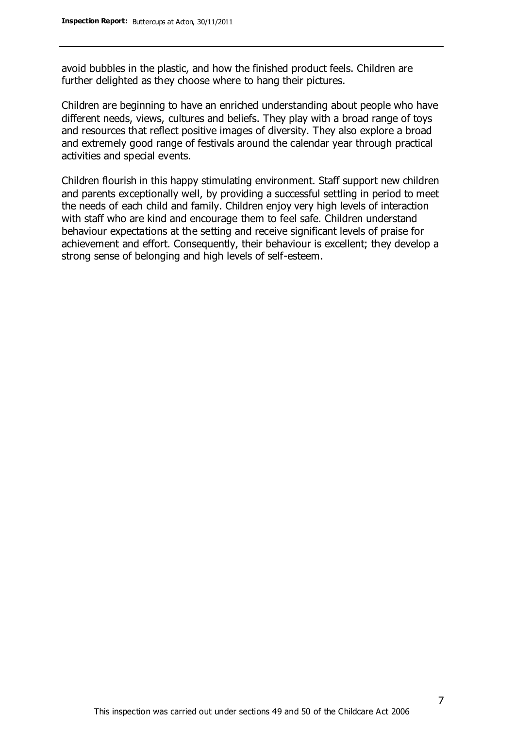avoid bubbles in the plastic, and how the finished product feels. Children are further delighted as they choose where to hang their pictures.

Children are beginning to have an enriched understanding about people who have different needs, views, cultures and beliefs. They play with a broad range of toys and resources that reflect positive images of diversity. They also explore a broad and extremely good range of festivals around the calendar year through practical activities and special events.

Children flourish in this happy stimulating environment. Staff support new children and parents exceptionally well, by providing a successful settling in period to meet the needs of each child and family. Children enjoy very high levels of interaction with staff who are kind and encourage them to feel safe. Children understand behaviour expectations at the setting and receive significant levels of praise for achievement and effort. Consequently, their behaviour is excellent; they develop a strong sense of belonging and high levels of self-esteem.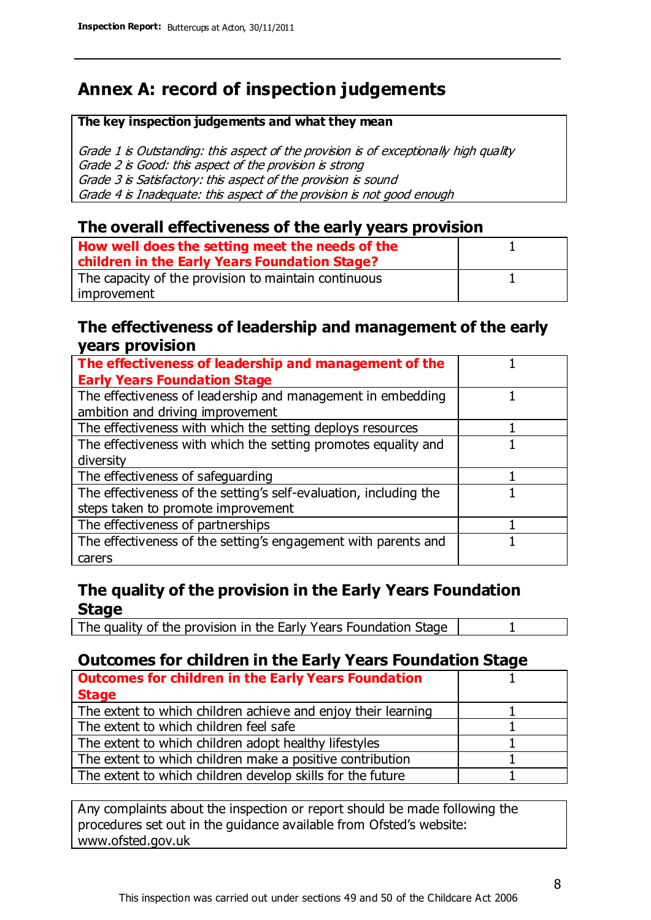# Annex A: record of inspection judgements

| The key inspection judgements and what they mean |
|---|
| *Grade 1 is Outstanding: this aspect of the provision is of exceptionally high quality*<br>*Grade 2 is Good: this aspect of the provision is strong*<br>*Grade 3 is Satisfactory: this aspect of the provision is sound*<br>*Grade 4 is Inadequate: this aspect of the provision is not good enough* |

## The overall effectiveness of the early years provision

| | |
|---|---|
| **How well does the setting meet the needs of the children in the Early Years Foundation Stage?** | 1 |
| The capacity of the provision to maintain continuous improvement | 1 |

## The effectiveness of leadership and management of the early years provision

| | |
|---|---|
| **The effectiveness of leadership and management of the Early Years Foundation Stage** | 1 |
| The effectiveness of leadership and management in embedding ambition and driving improvement | 1 |
| The effectiveness with which the setting deploys resources | 1 |
| The effectiveness with which the setting promotes equality and diversity | 1 |
| The effectiveness of safeguarding | 1 |
| The effectiveness of the setting's self-evaluation, including the steps taken to promote improvement | 1 |
| The effectiveness of partnerships | 1 |
| The effectiveness of the setting's engagement with parents and carers | 1 |

## The quality of the provision in the Early Years Foundation Stage

| | |
|---|---|
| The quality of the provision in the Early Years Foundation Stage | 1 |

## Outcomes for children in the Early Years Foundation Stage

| | |
|---|---|
| **Outcomes for children in the Early Years Foundation Stage** | 1 |
| The extent to which children achieve and enjoy their learning | 1 |
| The extent to which children feel safe | 1 |
| The extent to which children adopt healthy lifestyles | 1 |
| The extent to which children make a positive contribution | 1 |
| The extent to which children develop skills for the future | 1 |

Any complaints about the inspection or report should be made following the procedures set out in the guidance available from Ofsted's website: www.ofsted.gov.uk

This inspection was carried out under sections 49 and 50 of the Childcare Act 2006